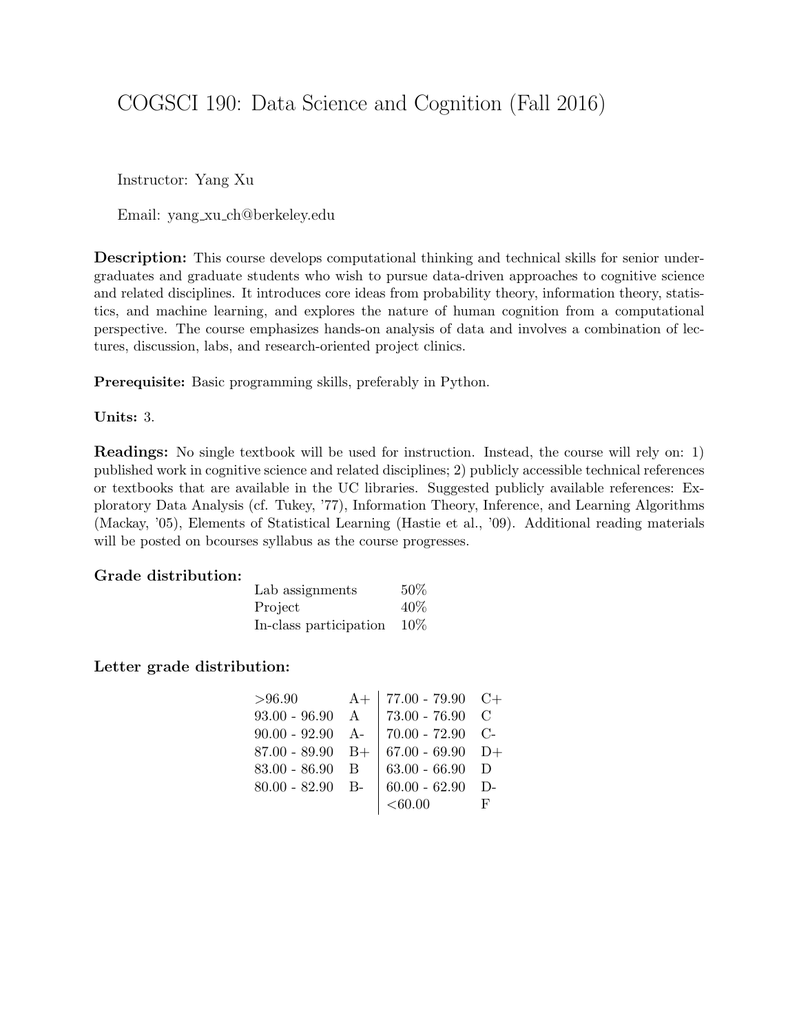# COGSCI 190: Data Science and Cognition (Fall 2016)

Instructor: Yang Xu

Email: yang_xu_ch@berkeley.edu

**Description:** This course develops computational thinking and technical skills for senior undergraduates and graduate students who wish to pursue data-driven approaches to cognitive science and related disciplines. It introduces core ideas from probability theory, information theory, statistics, and machine learning, and explores the nature of human cognition from a computational perspective. The course emphasizes hands-on analysis of data and involves a combination of lectures, discussion, labs, and research-oriented project clinics.

**Prerequisite:** Basic programming skills, preferably in Python.

**Units:** 3.

**Readings:** No single textbook will be used for instruction. Instead, the course will rely on: 1) published work in cognitive science and related disciplines; 2) publicly accessible technical references or textbooks that are available in the UC libraries. Suggested publicly available references: Exploratory Data Analysis (cf. Tukey, '77), Information Theory, Inference, and Learning Algorithms (Mackay, '05), Elements of Statistical Learning (Hastie et al., '09). Additional reading materials will be posted on bcourses syllabus as the course progresses.

## Grade distribution:

| Component | Weight |
| --- | --- |
| Lab assignments | 50% |
| Project | 40% |
| In-class participation | 10% |

## Letter grade distribution:

| Score | Grade | Score | Grade |
| --- | --- | --- | --- |
| >96.90 | A+ | 77.00 - 79.90 | C+ |
| 93.00 - 96.90 | A | 73.00 - 76.90 | C |
| 90.00 - 92.90 | A- | 70.00 - 72.90 | C- |
| 87.00 - 89.90 | B+ | 67.00 - 69.90 | D+ |
| 83.00 - 86.90 | B | 63.00 - 66.90 | D |
| 80.00 - 82.90 | B- | 60.00 - 62.90 | D- |
| | | <60.00 | F |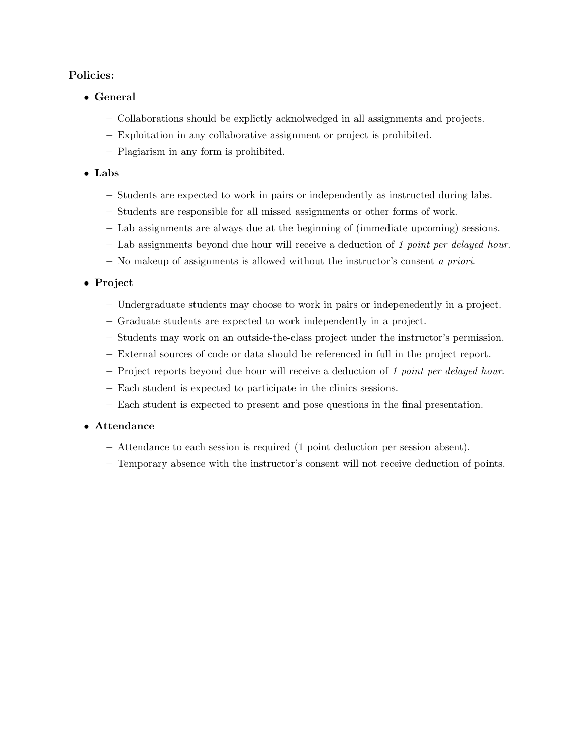**Policies:**

- **General**
  - Collaborations should be explictly acknolwedged in all assignments and projects.
  - Exploitation in any collaborative assignment or project is prohibited.
  - Plagiarism in any form is prohibited.
- **Labs**
  - Students are expected to work in pairs or independently as instructed during labs.
  - Students are responsible for all missed assignments or other forms of work.
  - Lab assignments are always due at the beginning of (immediate upcoming) sessions.
  - Lab assignments beyond due hour will receive a deduction of *1 point per delayed hour*.
  - No makeup of assignments is allowed without the instructor's consent *a priori*.
- **Project**
  - Undergraduate students may choose to work in pairs or indepenedently in a project.
  - Graduate students are expected to work independently in a project.
  - Students may work on an outside-the-class project under the instructor's permission.
  - External sources of code or data should be referenced in full in the project report.
  - Project reports beyond due hour will receive a deduction of *1 point per delayed hour*.
  - Each student is expected to participate in the clinics sessions.
  - Each student is expected to present and pose questions in the final presentation.
- **Attendance**
  - Attendance to each session is required (1 point deduction per session absent).
  - Temporary absence with the instructor's consent will not receive deduction of points.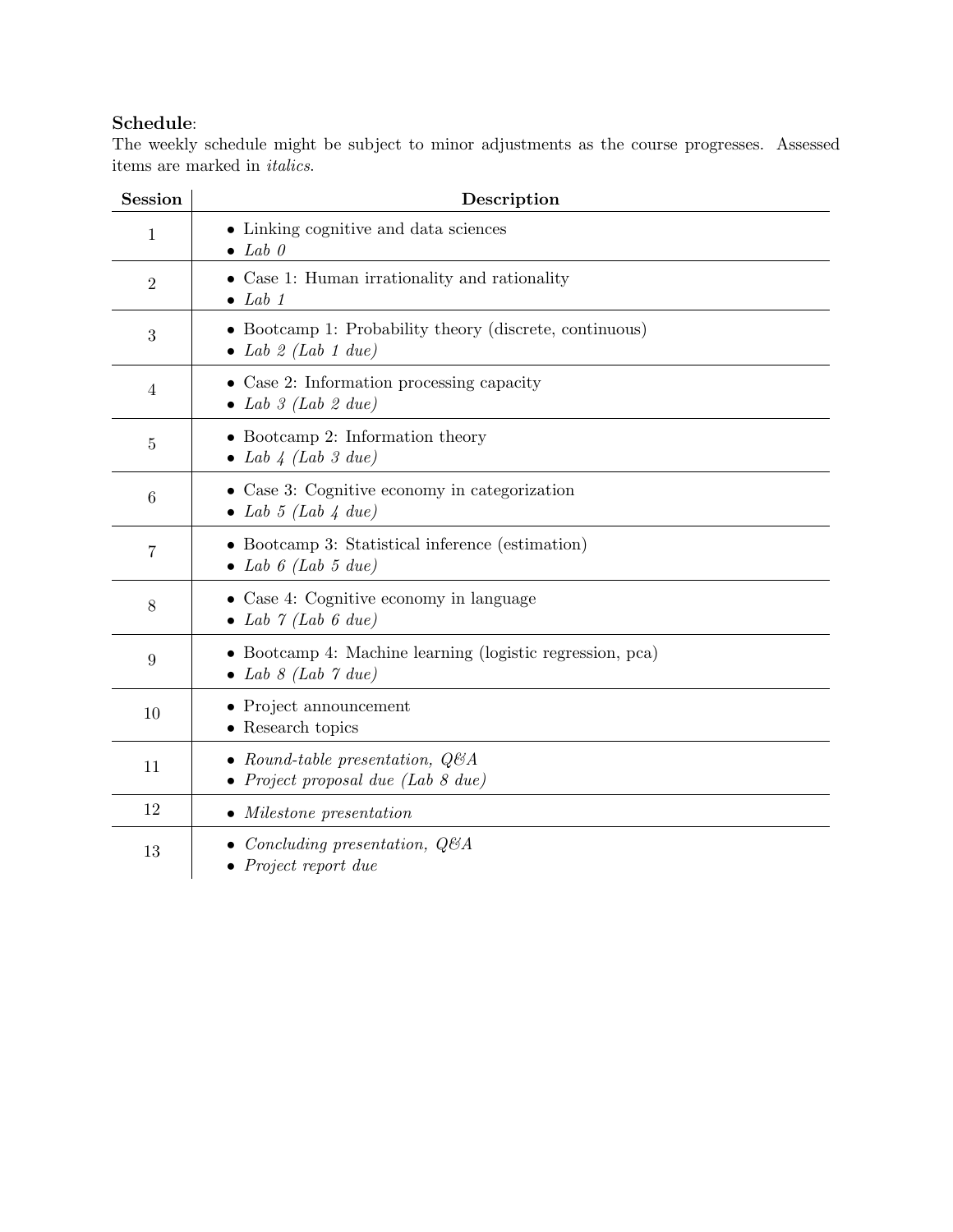**Schedule**:
The weekly schedule might be subject to minor adjustments as the course progresses. Assessed items are marked in *italics*.

| Session | Description |
|---|---|
| 1 | • Linking cognitive and data sciences<br>• *Lab 0* |
| 2 | • Case 1: Human irrationality and rationality<br>• *Lab 1* |
| 3 | • Bootcamp 1: Probability theory (discrete, continuous)<br>• *Lab 2 (Lab 1 due)* |
| 4 | • Case 2: Information processing capacity<br>• *Lab 3 (Lab 2 due)* |
| 5 | • Bootcamp 2: Information theory<br>• *Lab 4 (Lab 3 due)* |
| 6 | • Case 3: Cognitive economy in categorization<br>• *Lab 5 (Lab 4 due)* |
| 7 | • Bootcamp 3: Statistical inference (estimation)<br>• *Lab 6 (Lab 5 due)* |
| 8 | • Case 4: Cognitive economy in language<br>• *Lab 7 (Lab 6 due)* |
| 9 | • Bootcamp 4: Machine learning (logistic regression, pca)<br>• *Lab 8 (Lab 7 due)* |
| 10 | • Project announcement<br>• Research topics |
| 11 | • *Round-table presentation, Q&A*<br>• *Project proposal due (Lab 8 due)* |
| 12 | • *Milestone presentation* |
| 13 | • *Concluding presentation, Q&A*<br>• *Project report due* |